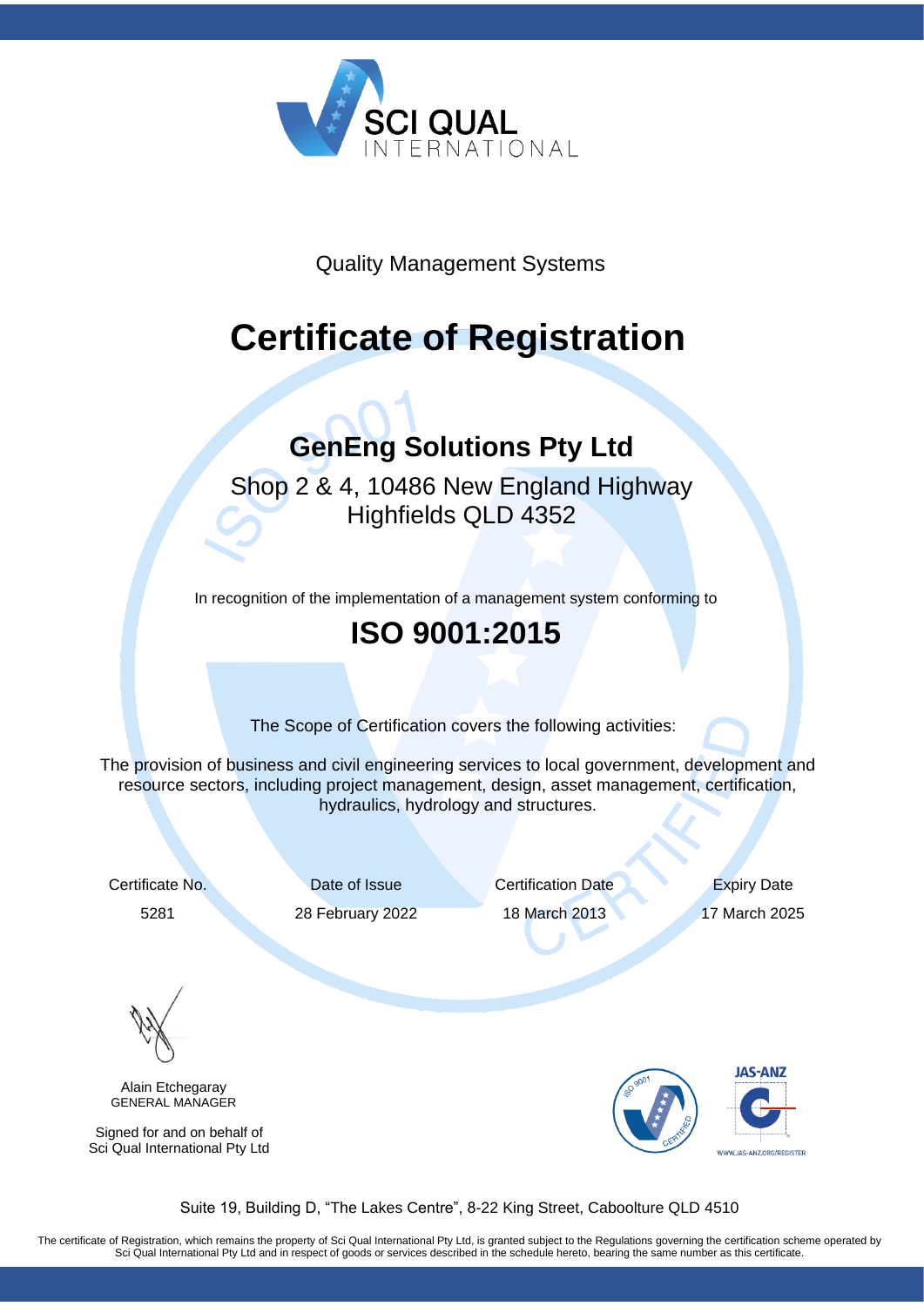SCI QUAL INTERNATIONAL

Quality Management Systems

# Certificate of Registration

## GenEng Solutions Pty Ltd

Shop 2 & 4, 10486 New England Highway
Highfields QLD 4352

In recognition of the implementation of a management system conforming to

## ISO 9001:2015

The Scope of Certification covers the following activities:

The provision of business and civil engineering services to local government, development and resource sectors, including project management, design, asset management, certification, hydraulics, hydrology and structures.

| Certificate No. | Date of Issue | Certification Date | Expiry Date |
|---|---|---|---|
| 5281 | 28 February 2022 | 18 March 2013 | 17 March 2025 |

Alain Etchegaray
GENERAL MANAGER

Signed for and on behalf of
Sci Qual International Pty Ltd

JAS-ANZ
WWW.JAS-ANZ.ORG/REGISTER

Suite 19, Building D, "The Lakes Centre", 8-22 King Street, Caboolture QLD 4510

The certificate of Registration, which remains the property of Sci Qual International Pty Ltd, is granted subject to the Regulations governing the certification scheme operated by Sci Qual International Pty Ltd and in respect of goods or services described in the schedule hereto, bearing the same number as this certificate.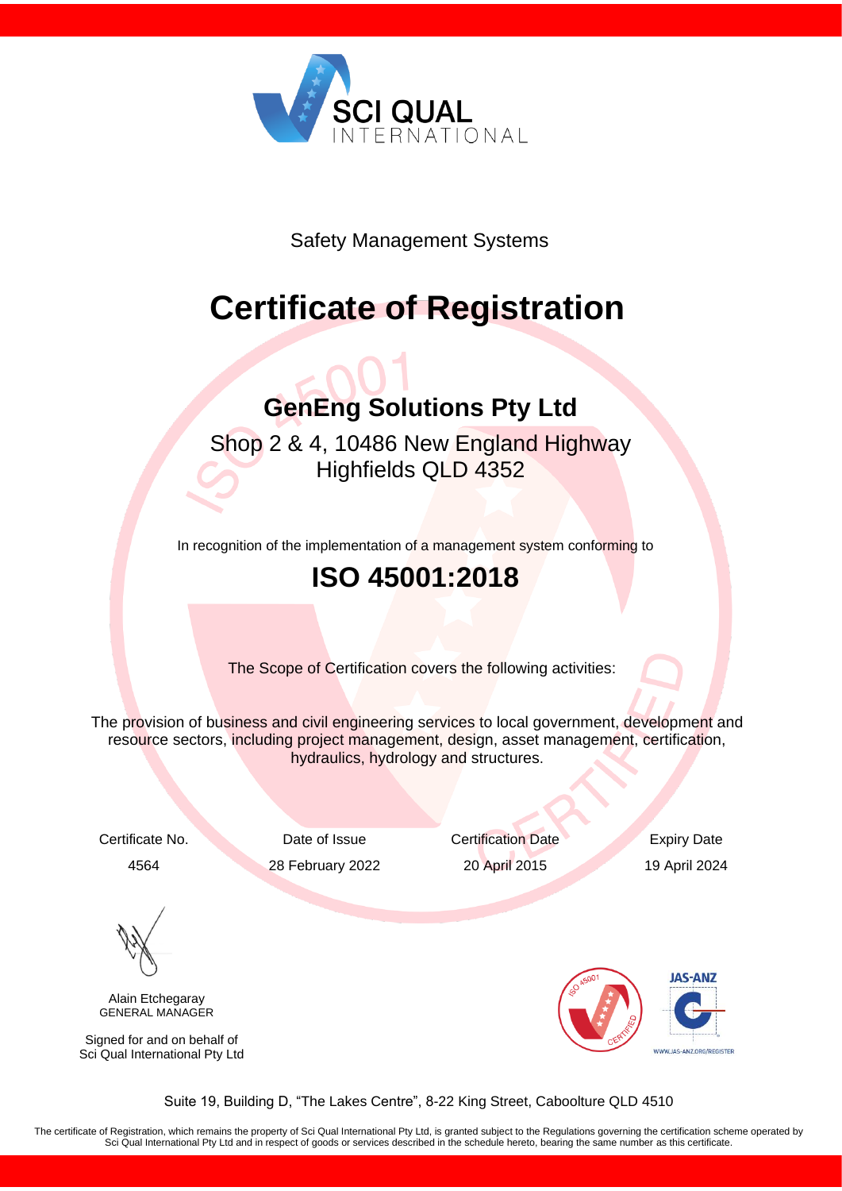SCI QUAL INTERNATIONAL

Safety Management Systems

# Certificate of Registration

## GenEng Solutions Pty Ltd

Shop 2 & 4, 10486 New England Highway
Highfields QLD 4352

In recognition of the implementation of a management system conforming to

## ISO 45001:2018

The Scope of Certification covers the following activities:

The provision of business and civil engineering services to local government, development and resource sectors, including project management, design, asset management, certification, hydraulics, hydrology and structures.

| Certificate No. | Date of Issue | Certification Date | Expiry Date |
| --- | --- | --- | --- |
| 4564 | 28 February 2022 | 20 April 2015 | 19 April 2024 |

Alain Etchegaray
GENERAL MANAGER

Signed for and on behalf of
Sci Qual International Pty Ltd

ISO 45001 CERTIFIED

JAS-ANZ
WWW.JAS-ANZ.ORG/REGISTER

Suite 19, Building D, "The Lakes Centre", 8-22 King Street, Caboolture QLD 4510

The certificate of Registration, which remains the property of Sci Qual International Pty Ltd, is granted subject to the Regulations governing the certification scheme operated by Sci Qual International Pty Ltd and in respect of goods or services described in the schedule hereto, bearing the same number as this certificate.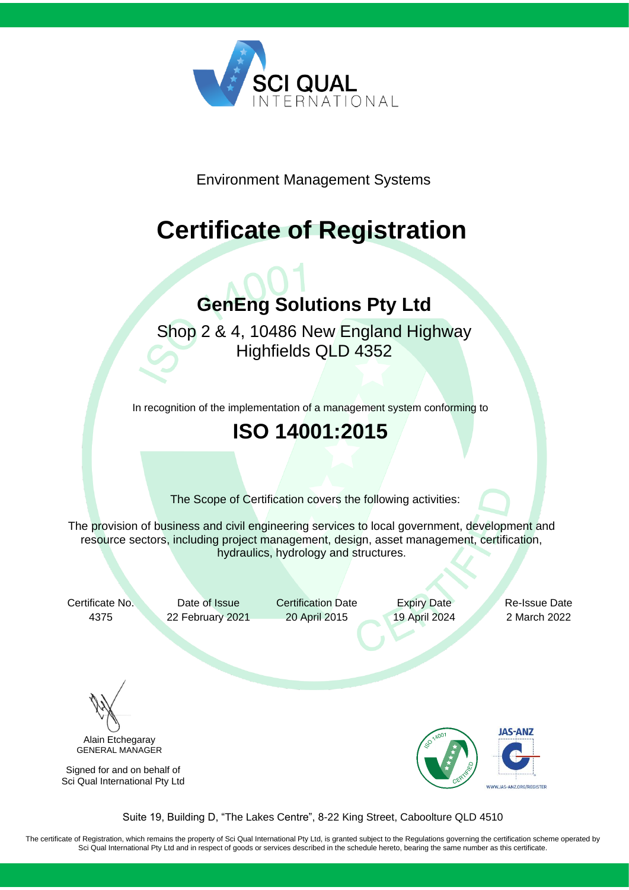SCI QUAL INTERNATIONAL

Environment Management Systems

# Certificate of Registration

## GenEng Solutions Pty Ltd

Shop 2 & 4, 10486 New England Highway
Highfields QLD 4352

In recognition of the implementation of a management system conforming to

## ISO 14001:2015

The Scope of Certification covers the following activities:

The provision of business and civil engineering services to local government, development and resource sectors, including project management, design, asset management, certification, hydraulics, hydrology and structures.

| Certificate No. | Date of Issue | Certification Date | Expiry Date | Re-Issue Date |
|---|---|---|---|---|
| 4375 | 22 February 2021 | 20 April 2015 | 19 April 2024 | 2 March 2022 |

Alain Etchegaray
GENERAL MANAGER

Signed for and on behalf of
Sci Qual International Pty Ltd

ISO 14001 CERTIFIED

JAS-ANZ
WWW.JAS-ANZ.ORG/REGISTER

Suite 19, Building D, "The Lakes Centre", 8-22 King Street, Caboolture QLD 4510

The certificate of Registration, which remains the property of Sci Qual International Pty Ltd, is granted subject to the Regulations governing the certification scheme operated by Sci Qual International Pty Ltd and in respect of goods or services described in the schedule hereto, bearing the same number as this certificate.